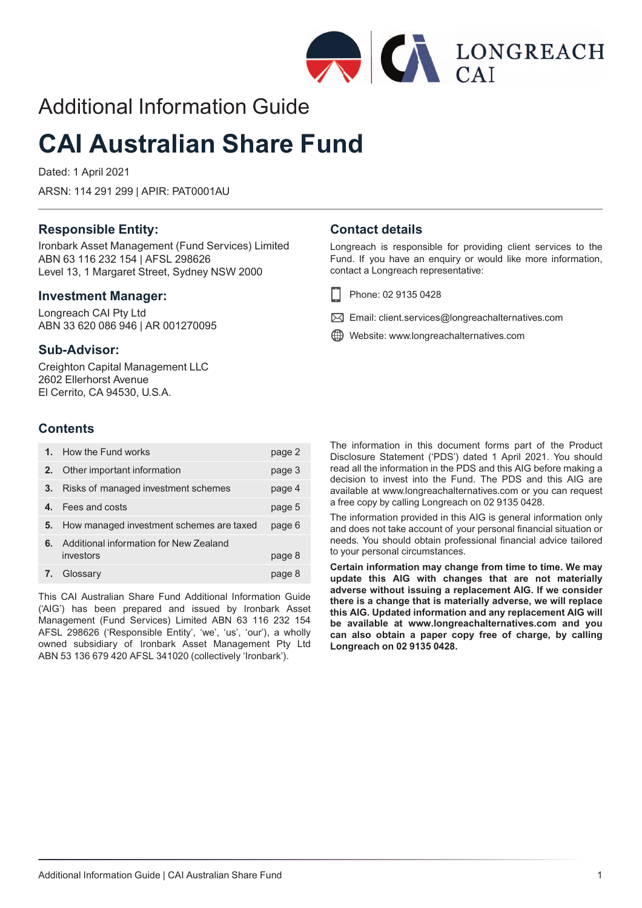# Additional Information Guide

# CAI Australian Share Fund

Dated: 1 April 2021

ARSN: 114 291 299 | APIR: PAT0001AU

## Responsible Entity:

Ironbark Asset Management (Fund Services) Limited
ABN 63 116 232 154 | AFSL 298626
Level 13, 1 Margaret Street, Sydney NSW 2000

## Investment Manager:

Longreach CAI Pty Ltd
ABN 33 620 086 946 | AR 001270095

## Sub-Advisor:

Creighton Capital Management LLC
2602 Ellerhorst Avenue
El Cerrito, CA 94530, U.S.A.

## Contact details

Longreach is responsible for providing client services to the Fund. If you have an enquiry or would like more information, contact a Longreach representative:

Phone: 02 9135 0428

Email: client.services@longreachalternatives.com

Website: www.longreachalternatives.com

## Contents

| | | |
|---|---|---|
| **1.** | How the Fund works | page 2 |
| **2.** | Other important information | page 3 |
| **3.** | Risks of managed investment schemes | page 4 |
| **4.** | Fees and costs | page 5 |
| **5.** | How managed investment schemes are taxed | page 6 |
| **6.** | Additional information for New Zealand investors | page 8 |
| **7.** | Glossary | page 8 |

This CAI Australian Share Fund Additional Information Guide ('AIG') has been prepared and issued by Ironbark Asset Management (Fund Services) Limited ABN 63 116 232 154 AFSL 298626 ('Responsible Entity', 'we', 'us', 'our'), a wholly owned subsidiary of Ironbark Asset Management Pty Ltd ABN 53 136 679 420 AFSL 341020 (collectively 'Ironbark').

The information in this document forms part of the Product Disclosure Statement ('PDS') dated 1 April 2021. You should read all the information in the PDS and this AIG before making a decision to invest into the Fund. The PDS and this AIG are available at www.longreachalternatives.com or you can request a free copy by calling Longreach on 02 9135 0428.

The information provided in this AIG is general information only and does not take account of your personal financial situation or needs. You should obtain professional financial advice tailored to your personal circumstances.

**Certain information may change from time to time. We may update this AIG with changes that are not materially adverse without issuing a replacement AIG. If we consider there is a change that is materially adverse, we will replace this AIG. Updated information and any replacement AIG will be available at www.longreachalternatives.com and you can also obtain a paper copy free of charge, by calling Longreach on 02 9135 0428.**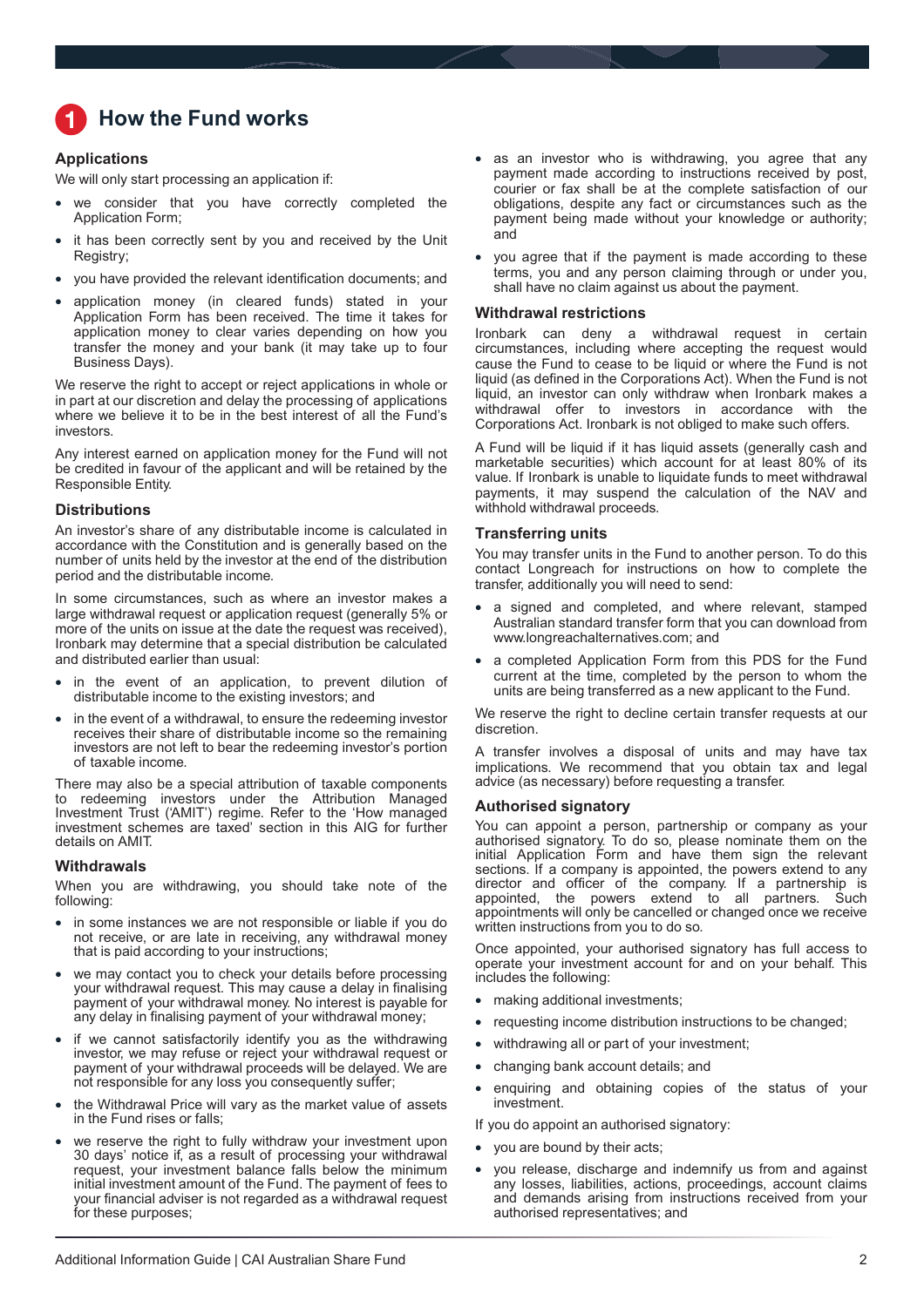# 1 How the Fund works

## Applications

We will only start processing an application if:

- we consider that you have correctly completed the Application Form;
- it has been correctly sent by you and received by the Unit Registry;
- you have provided the relevant identification documents; and
- application money (in cleared funds) stated in your Application Form has been received. The time it takes for application money to clear varies depending on how you transfer the money and your bank (it may take up to four Business Days).

We reserve the right to accept or reject applications in whole or in part at our discretion and delay the processing of applications where we believe it to be in the best interest of all the Fund's investors.

Any interest earned on application money for the Fund will not be credited in favour of the applicant and will be retained by the Responsible Entity.

## Distributions

An investor's share of any distributable income is calculated in accordance with the Constitution and is generally based on the number of units held by the investor at the end of the distribution period and the distributable income.

In some circumstances, such as where an investor makes a large withdrawal request or application request (generally 5% or more of the units on issue at the date the request was received), Ironbark may determine that a special distribution be calculated and distributed earlier than usual:

- in the event of an application, to prevent dilution of distributable income to the existing investors; and
- in the event of a withdrawal, to ensure the redeeming investor receives their share of distributable income so the remaining investors are not left to bear the redeeming investor's portion of taxable income.

There may also be a special attribution of taxable components to redeeming investors under the Attribution Managed Investment Trust ('AMIT') regime. Refer to the 'How managed investment schemes are taxed' section in this AIG for further details on AMIT.

## Withdrawals

When you are withdrawing, you should take note of the following:

- in some instances we are not responsible or liable if you do not receive, or are late in receiving, any withdrawal money that is paid according to your instructions;
- we may contact you to check your details before processing your withdrawal request. This may cause a delay in finalising payment of your withdrawal money. No interest is payable for any delay in finalising payment of your withdrawal money;
- if we cannot satisfactorily identify you as the withdrawing investor, we may refuse or reject your withdrawal request or payment of your withdrawal proceeds will be delayed. We are not responsible for any loss you consequently suffer;
- the Withdrawal Price will vary as the market value of assets in the Fund rises or falls;
- we reserve the right to fully withdraw your investment upon 30 days' notice if, as a result of processing your withdrawal request, your investment balance falls below the minimum initial investment amount of the Fund. The payment of fees to your financial adviser is not regarded as a withdrawal request for these purposes;
- as an investor who is withdrawing, you agree that any payment made according to instructions received by post, courier or fax shall be at the complete satisfaction of our obligations, despite any fact or circumstances such as the payment being made without your knowledge or authority; and
- you agree that if the payment is made according to these terms, you and any person claiming through or under you, shall have no claim against us about the payment.

## Withdrawal restrictions

Ironbark can deny a withdrawal request in certain circumstances, including where accepting the request would cause the Fund to cease to be liquid or where the Fund is not liquid (as defined in the Corporations Act). When the Fund is not liquid, an investor can only withdraw when Ironbark makes a withdrawal offer to investors in accordance with the Corporations Act. Ironbark is not obliged to make such offers.

A Fund will be liquid if it has liquid assets (generally cash and marketable securities) which account for at least 80% of its value. If Ironbark is unable to liquidate funds to meet withdrawal payments, it may suspend the calculation of the NAV and withhold withdrawal proceeds.

## Transferring units

You may transfer units in the Fund to another person. To do this contact Longreach for instructions on how to complete the transfer, additionally you will need to send:

- a signed and completed, and where relevant, stamped Australian standard transfer form that you can download from www.longreachalternatives.com; and
- a completed Application Form from this PDS for the Fund current at the time, completed by the person to whom the units are being transferred as a new applicant to the Fund.

We reserve the right to decline certain transfer requests at our discretion.

A transfer involves a disposal of units and may have tax implications. We recommend that you obtain tax and legal advice (as necessary) before requesting a transfer.

## Authorised signatory

You can appoint a person, partnership or company as your authorised signatory. To do so, please nominate them on the initial Application Form and have them sign the relevant sections. If a company is appointed, the powers extend to any director and officer of the company. If a partnership is appointed, the powers extend to all partners. Such appointments will only be cancelled or changed once we receive written instructions from you to do so.

Once appointed, your authorised signatory has full access to operate your investment account for and on your behalf. This includes the following:

- making additional investments;
- requesting income distribution instructions to be changed;
- withdrawing all or part of your investment;
- changing bank account details; and
- enquiring and obtaining copies of the status of your investment.

If you do appoint an authorised signatory:

- you are bound by their acts;
- you release, discharge and indemnify us from and against any losses, liabilities, actions, proceedings, account claims and demands arising from instructions received from your authorised representatives; and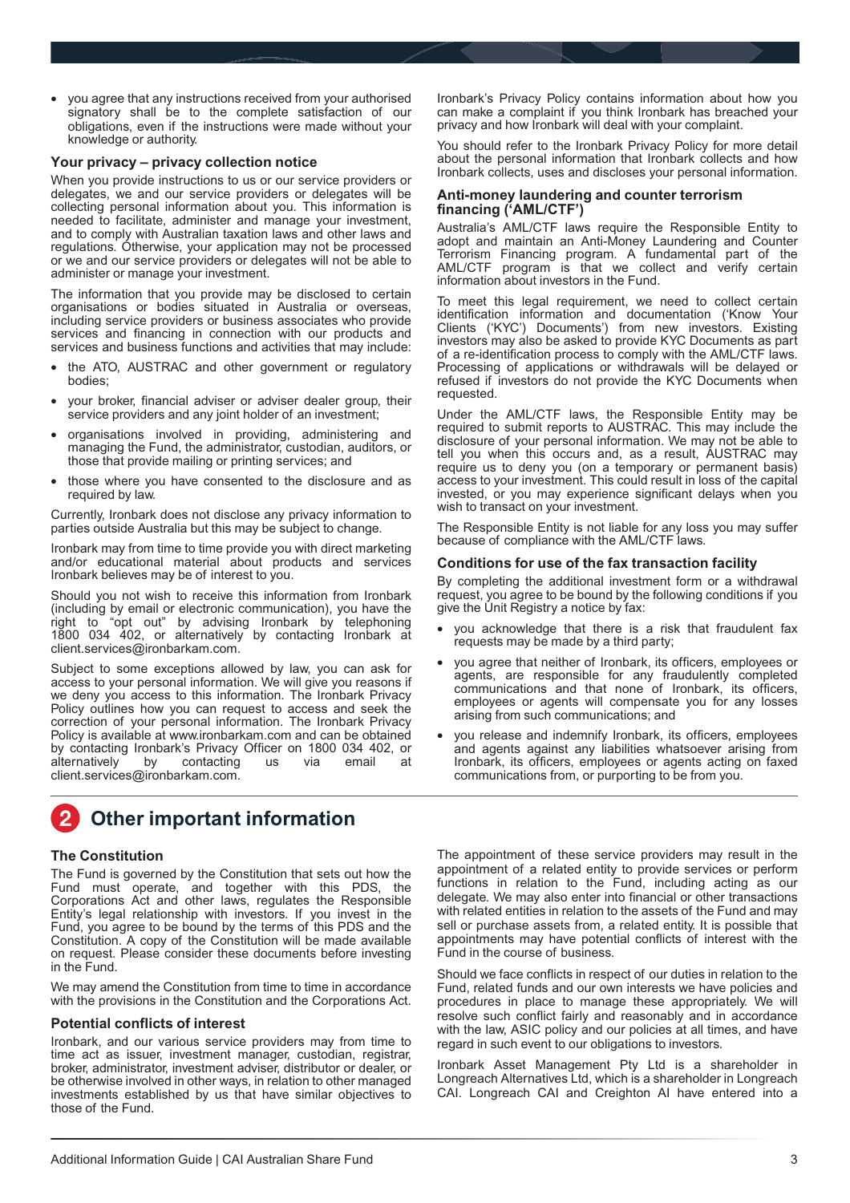- you agree that any instructions received from your authorised signatory shall be to the complete satisfaction of our obligations, even if the instructions were made without your knowledge or authority.

### Your privacy – privacy collection notice

When you provide instructions to us or our service providers or delegates, we and our service providers or delegates will be collecting personal information about you. This information is needed to facilitate, administer and manage your investment, and to comply with Australian taxation laws and other laws and regulations. Otherwise, your application may not be processed or we and our service providers or delegates will not be able to administer or manage your investment.

The information that you provide may be disclosed to certain organisations or bodies situated in Australia or overseas, including service providers or business associates who provide services and financing in connection with our products and services and business functions and activities that may include:

- the ATO, AUSTRAC and other government or regulatory bodies;
- your broker, financial adviser or adviser dealer group, their service providers and any joint holder of an investment;
- organisations involved in providing, administering and managing the Fund, the administrator, custodian, auditors, or those that provide mailing or printing services; and
- those where you have consented to the disclosure and as required by law.

Currently, Ironbark does not disclose any privacy information to parties outside Australia but this may be subject to change.

Ironbark may from time to time provide you with direct marketing and/or educational material about products and services Ironbark believes may be of interest to you.

Should you not wish to receive this information from Ironbark (including by email or electronic communication), you have the right to "opt out" by advising Ironbark by telephoning 1800 034 402, or alternatively by contacting Ironbark at client.services@ironbarkam.com.

Subject to some exceptions allowed by law, you can ask for access to your personal information. We will give you reasons if we deny you access to this information. The Ironbark Privacy Policy outlines how you can request to access and seek the correction of your personal information. The Ironbark Privacy Policy is available at www.ironbarkam.com and can be obtained by contacting Ironbark's Privacy Officer on 1800 034 402, or alternatively by contacting us via email at client.services@ironbarkam.com.

Ironbark's Privacy Policy contains information about how you can make a complaint if you think Ironbark has breached your privacy and how Ironbark will deal with your complaint.

You should refer to the Ironbark Privacy Policy for more detail about the personal information that Ironbark collects and how Ironbark collects, uses and discloses your personal information.

### Anti-money laundering and counter terrorism financing ('AML/CTF')

Australia's AML/CTF laws require the Responsible Entity to adopt and maintain an Anti-Money Laundering and Counter Terrorism Financing program. A fundamental part of the AML/CTF program is that we collect and verify certain information about investors in the Fund.

To meet this legal requirement, we need to collect certain identification information and documentation ('Know Your Clients ('KYC') Documents') from new investors. Existing investors may also be asked to provide KYC Documents as part of a re-identification process to comply with the AML/CTF laws. Processing of applications or withdrawals will be delayed or refused if investors do not provide the KYC Documents when requested.

Under the AML/CTF laws, the Responsible Entity may be required to submit reports to AUSTRAC. This may include the disclosure of your personal information. We may not be able to tell you when this occurs and, as a result, AUSTRAC may require us to deny you (on a temporary or permanent basis) access to your investment. This could result in loss of the capital invested, or you may experience significant delays when you wish to transact on your investment.

The Responsible Entity is not liable for any loss you may suffer because of compliance with the AML/CTF laws.

### Conditions for use of the fax transaction facility

By completing the additional investment form or a withdrawal request, you agree to be bound by the following conditions if you give the Unit Registry a notice by fax:

- you acknowledge that there is a risk that fraudulent fax requests may be made by a third party;
- you agree that neither of Ironbark, its officers, employees or agents, are responsible for any fraudulently completed communications and that none of Ironbark, its officers, employees or agents will compensate you for any losses arising from such communications; and
- you release and indemnify Ironbark, its officers, employees and agents against any liabilities whatsoever arising from Ironbark, its officers, employees or agents acting on faxed communications from, or purporting to be from you.

## 2 Other important information

### The Constitution

The Fund is governed by the Constitution that sets out how the Fund must operate, and together with this PDS, the Corporations Act and other laws, regulates the Responsible Entity's legal relationship with investors. If you invest in the Fund, you agree to be bound by the terms of this PDS and the Constitution. A copy of the Constitution will be made available on request. Please consider these documents before investing in the Fund.

We may amend the Constitution from time to time in accordance with the provisions in the Constitution and the Corporations Act.

### Potential conflicts of interest

Ironbark, and our various service providers may from time to time act as issuer, investment manager, custodian, registrar, broker, administrator, investment adviser, distributor or dealer, or be otherwise involved in other ways, in relation to other managed investments established by us that have similar objectives to those of the Fund.

The appointment of these service providers may result in the appointment of a related entity to provide services or perform functions in relation to the Fund, including acting as our delegate. We may also enter into financial or other transactions with related entities in relation to the assets of the Fund and may sell or purchase assets from, a related entity. It is possible that appointments may have potential conflicts of interest with the Fund in the course of business.

Should we face conflicts in respect of our duties in relation to the Fund, related funds and our own interests we have policies and procedures in place to manage these appropriately. We will resolve such conflict fairly and reasonably and in accordance with the law, ASIC policy and our policies at all times, and have regard in such event to our obligations to investors.

Ironbark Asset Management Pty Ltd is a shareholder in Longreach Alternatives Ltd, which is a shareholder in Longreach CAI. Longreach CAI and Creighton AI have entered into a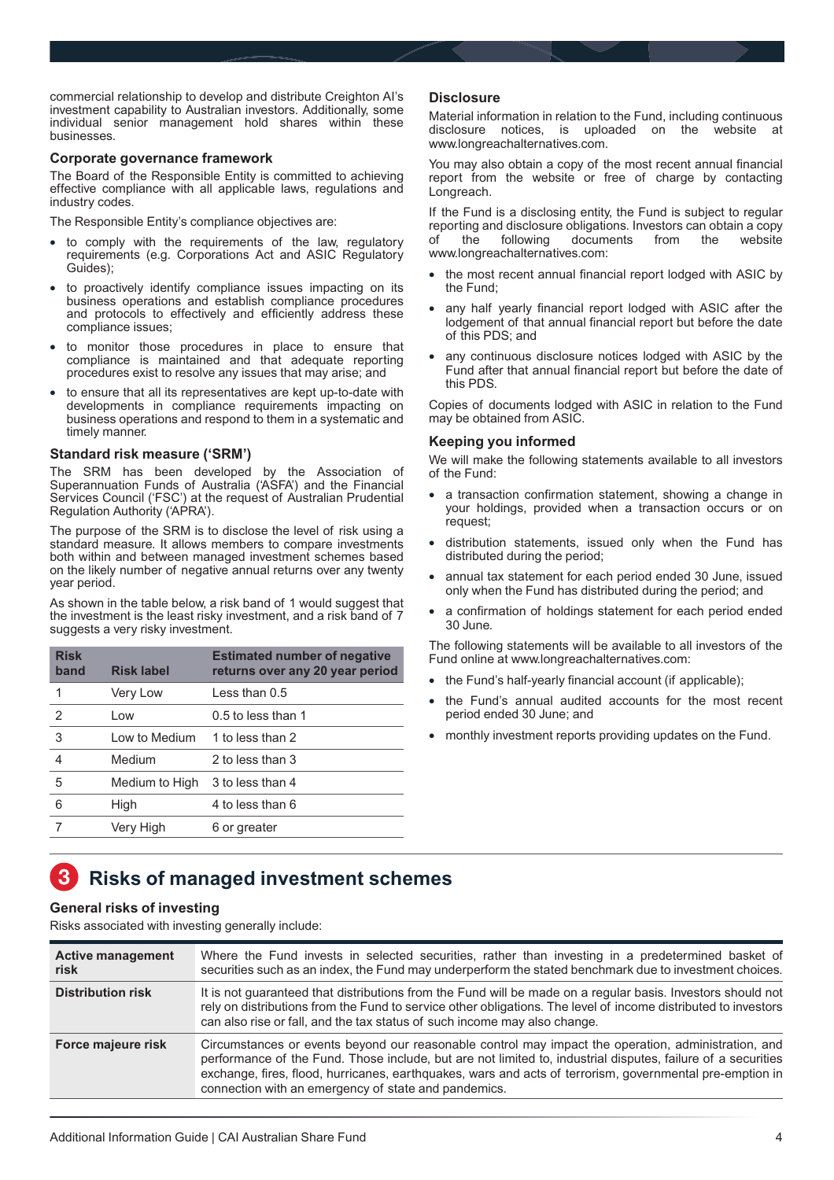commercial relationship to develop and distribute Creighton AI's investment capability to Australian investors. Additionally, some individual senior management hold shares within these businesses.

### Corporate governance framework

The Board of the Responsible Entity is committed to achieving effective compliance with all applicable laws, regulations and industry codes.

The Responsible Entity's compliance objectives are:

- to comply with the requirements of the law, regulatory requirements (e.g. Corporations Act and ASIC Regulatory Guides);
- to proactively identify compliance issues impacting on its business operations and establish compliance procedures and protocols to effectively and efficiently address these compliance issues;
- to monitor those procedures in place to ensure that compliance is maintained and that adequate reporting procedures exist to resolve any issues that may arise; and
- to ensure that all its representatives are kept up-to-date with developments in compliance requirements impacting on business operations and respond to them in a systematic and timely manner.

### Standard risk measure ('SRM')

The SRM has been developed by the Association of Superannuation Funds of Australia ('ASFA') and the Financial Services Council ('FSC') at the request of Australian Prudential Regulation Authority ('APRA').

The purpose of the SRM is to disclose the level of risk using a standard measure. It allows members to compare investments both within and between managed investment schemes based on the likely number of negative annual returns over any twenty year period.

As shown in the table below, a risk band of 1 would suggest that the investment is the least risky investment, and a risk band of 7 suggests a very risky investment.

| Risk band | Risk label | Estimated number of negative returns over any 20 year period |
|---|---|---|
| 1 | Very Low | Less than 0.5 |
| 2 | Low | 0.5 to less than 1 |
| 3 | Low to Medium | 1 to less than 2 |
| 4 | Medium | 2 to less than 3 |
| 5 | Medium to High | 3 to less than 4 |
| 6 | High | 4 to less than 6 |
| 7 | Very High | 6 or greater |

### Disclosure

Material information in relation to the Fund, including continuous disclosure notices, is uploaded on the website at www.longreachalternatives.com.

You may also obtain a copy of the most recent annual financial report from the website or free of charge by contacting Longreach.

If the Fund is a disclosing entity, the Fund is subject to regular reporting and disclosure obligations. Investors can obtain a copy of the following documents from the website www.longreachalternatives.com:

- the most recent annual financial report lodged with ASIC by the Fund;
- any half yearly financial report lodged with ASIC after the lodgement of that annual financial report but before the date of this PDS; and
- any continuous disclosure notices lodged with ASIC by the Fund after that annual financial report but before the date of this PDS.

Copies of documents lodged with ASIC in relation to the Fund may be obtained from ASIC.

### Keeping you informed

We will make the following statements available to all investors of the Fund:

- a transaction confirmation statement, showing a change in your holdings, provided when a transaction occurs or on request;
- distribution statements, issued only when the Fund has distributed during the period;
- annual tax statement for each period ended 30 June, issued only when the Fund has distributed during the period; and
- a confirmation of holdings statement for each period ended 30 June.

The following statements will be available to all investors of the Fund online at www.longreachalternatives.com:

- the Fund's half-yearly financial account (if applicable);
- the Fund's annual audited accounts for the most recent period ended 30 June; and
- monthly investment reports providing updates on the Fund.

## 3 Risks of managed investment schemes

### General risks of investing

Risks associated with investing generally include:

| | |
|---|---|
| **Active management risk** | Where the Fund invests in selected securities, rather than investing in a predetermined basket of securities such as an index, the Fund may underperform the stated benchmark due to investment choices. |
| **Distribution risk** | It is not guaranteed that distributions from the Fund will be made on a regular basis. Investors should not rely on distributions from the Fund to service other obligations. The level of income distributed to investors can also rise or fall, and the tax status of such income may also change. |
| **Force majeure risk** | Circumstances or events beyond our reasonable control may impact the operation, administration, and performance of the Fund. Those include, but are not limited to, industrial disputes, failure of a securities exchange, fires, flood, hurricanes, earthquakes, wars and acts of terrorism, governmental pre-emption in connection with an emergency of state and pandemics. |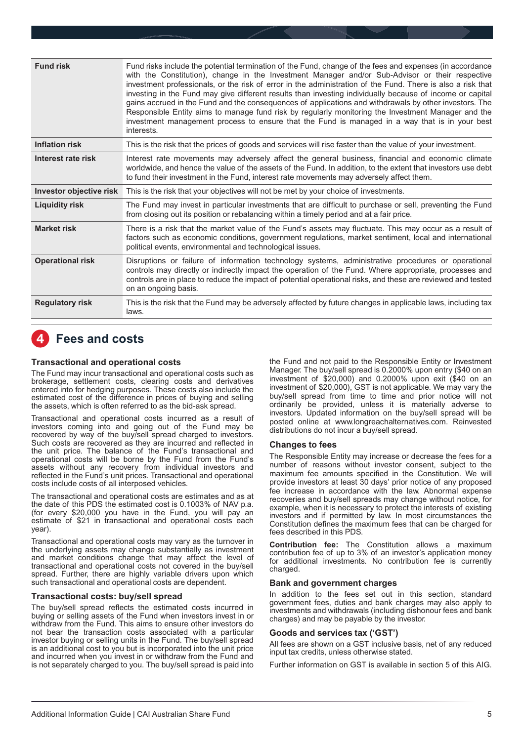| | |
|---|---|
| **Fund risk** | Fund risks include the potential termination of the Fund, change of the fees and expenses (in accordance with the Constitution), change in the Investment Manager and/or Sub-Advisor or their respective investment professionals, or the risk of error in the administration of the Fund. There is also a risk that investing in the Fund may give different results than investing individually because of income or capital gains accrued in the Fund and the consequences of applications and withdrawals by other investors. The Responsible Entity aims to manage fund risk by regularly monitoring the Investment Manager and the investment management process to ensure that the Fund is managed in a way that is in your best interests. |
| **Inflation risk** | This is the risk that the prices of goods and services will rise faster than the value of your investment. |
| **Interest rate risk** | Interest rate movements may adversely affect the general business, financial and economic climate worldwide, and hence the value of the assets of the Fund. In addition, to the extent that investors use debt to fund their investment in the Fund, interest rate movements may adversely affect them. |
| **Investor objective risk** | This is the risk that your objectives will not be met by your choice of investments. |
| **Liquidity risk** | The Fund may invest in particular investments that are difficult to purchase or sell, preventing the Fund from closing out its position or rebalancing within a timely period and at a fair price. |
| **Market risk** | There is a risk that the market value of the Fund's assets may fluctuate. This may occur as a result of factors such as economic conditions, government regulations, market sentiment, local and international political events, environmental and technological issues. |
| **Operational risk** | Disruptions or failure of information technology systems, administrative procedures or operational controls may directly or indirectly impact the operation of the Fund. Where appropriate, processes and controls are in place to reduce the impact of potential operational risks, and these are reviewed and tested on an ongoing basis. |
| **Regulatory risk** | This is the risk that the Fund may be adversely affected by future changes in applicable laws, including tax laws. |

# 4 Fees and costs

### Transactional and operational costs

The Fund may incur transactional and operational costs such as brokerage, settlement costs, clearing costs and derivatives entered into for hedging purposes. These costs also include the estimated cost of the difference in prices of buying and selling the assets, which is often referred to as the bid-ask spread.

Transactional and operational costs incurred as a result of investors coming into and going out of the Fund may be recovered by way of the buy/sell spread charged to investors. Such costs are recovered as they are incurred and reflected in the unit price. The balance of the Fund's transactional and operational costs will be borne by the Fund from the Fund's assets without any recovery from individual investors and reflected in the Fund's unit prices. Transactional and operational costs include costs of all interposed vehicles.

The transactional and operational costs are estimates and as at the date of this PDS the estimated cost is 0.1003% of NAV p.a. (for every $20,000 you have in the Fund, you will pay an estimate of $21 in transactional and operational costs each year).

Transactional and operational costs may vary as the turnover in the underlying assets may change substantially as investment and market conditions change that may affect the level of transactional and operational costs not covered in the buy/sell spread. Further, there are highly variable drivers upon which such transactional and operational costs are dependent.

### Transactional costs: buy/sell spread

The buy/sell spread reflects the estimated costs incurred in buying or selling assets of the Fund when investors invest in or withdraw from the Fund. This aims to ensure other investors do not bear the transaction costs associated with a particular investor buying or selling units in the Fund. The buy/sell spread is an additional cost to you but is incorporated into the unit price and incurred when you invest in or withdraw from the Fund and is not separately charged to you. The buy/sell spread is paid into the Fund and not paid to the Responsible Entity or Investment Manager. The buy/sell spread is 0.2000% upon entry ($40 on an investment of $20,000) and 0.2000% upon exit ($40 on an investment of $20,000), GST is not applicable. We may vary the buy/sell spread from time to time and prior notice will not ordinarily be provided, unless it is materially adverse to investors. Updated information on the buy/sell spread will be posted online at www.longreachalternatives.com. Reinvested distributions do not incur a buy/sell spread.

### Changes to fees

The Responsible Entity may increase or decrease the fees for a number of reasons without investor consent, subject to the maximum fee amounts specified in the Constitution. We will provide investors at least 30 days' prior notice of any proposed fee increase in accordance with the law. Abnormal expense recoveries and buy/sell spreads may change without notice, for example, when it is necessary to protect the interests of existing investors and if permitted by law. In most circumstances the Constitution defines the maximum fees that can be charged for fees described in this PDS.

**Contribution fee:** The Constitution allows a maximum contribution fee of up to 3% of an investor's application money for additional investments. No contribution fee is currently charged.

### Bank and government charges

In addition to the fees set out in this section, standard government fees, duties and bank charges may also apply to investments and withdrawals (including dishonour fees and bank charges) and may be payable by the investor.

### Goods and services tax ('GST')

All fees are shown on a GST inclusive basis, net of any reduced input tax credits, unless otherwise stated.

Further information on GST is available in section 5 of this AIG.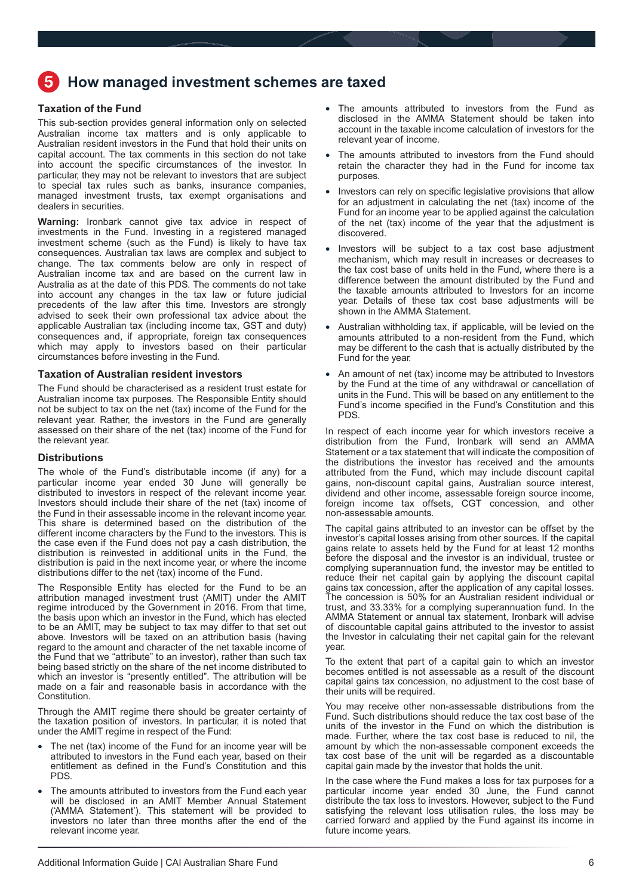# 5 How managed investment schemes are taxed

### Taxation of the Fund

This sub-section provides general information only on selected Australian income tax matters and is only applicable to Australian resident investors in the Fund that hold their units on capital account. The tax comments in this section do not take into account the specific circumstances of the investor. In particular, they may not be relevant to investors that are subject to special tax rules such as banks, insurance companies, managed investment trusts, tax exempt organisations and dealers in securities.

**Warning:** Ironbark cannot give tax advice in respect of investments in the Fund. Investing in a registered managed investment scheme (such as the Fund) is likely to have tax consequences. Australian tax laws are complex and subject to change. The tax comments below are only in respect of Australian income tax and are based on the current law in Australia as at the date of this PDS. The comments do not take into account any changes in the tax law or future judicial precedents of the law after this time. Investors are strongly advised to seek their own professional tax advice about the applicable Australian tax (including income tax, GST and duty) consequences and, if appropriate, foreign tax consequences which may apply to investors based on their particular circumstances before investing in the Fund.

### Taxation of Australian resident investors

The Fund should be characterised as a resident trust estate for Australian income tax purposes. The Responsible Entity should not be subject to tax on the net (tax) income of the Fund for the relevant year. Rather, the investors in the Fund are generally assessed on their share of the net (tax) income of the Fund for the relevant year.

### Distributions

The whole of the Fund's distributable income (if any) for a particular income year ended 30 June will generally be distributed to investors in respect of the relevant income year. Investors should include their share of the net (tax) income of the Fund in their assessable income in the relevant income year. This share is determined based on the distribution of the different income characters by the Fund to the investors. This is the case even if the Fund does not pay a cash distribution, the distribution is reinvested in additional units in the Fund, the distribution is paid in the next income year, or where the income distributions differ to the net (tax) income of the Fund.

The Responsible Entity has elected for the Fund to be an attribution managed investment trust (AMIT) under the AMIT regime introduced by the Government in 2016. From that time, the basis upon which an investor in the Fund, which has elected to be an AMIT, may be subject to tax may differ to that set out above. Investors will be taxed on an attribution basis (having regard to the amount and character of the net taxable income of the Fund that we "attribute" to an investor), rather than such tax being based strictly on the share of the net income distributed to which an investor is "presently entitled". The attribution will be made on a fair and reasonable basis in accordance with the Constitution.

Through the AMIT regime there should be greater certainty of the taxation position of investors. In particular, it is noted that under the AMIT regime in respect of the Fund:

- The net (tax) income of the Fund for an income year will be attributed to investors in the Fund each year, based on their entitlement as defined in the Fund's Constitution and this PDS.
- The amounts attributed to investors from the Fund each year will be disclosed in an AMIT Member Annual Statement ('AMMA Statement'). This statement will be provided to investors no later than three months after the end of the relevant income year.
- The amounts attributed to investors from the Fund as disclosed in the AMMA Statement should be taken into account in the taxable income calculation of investors for the relevant year of income.
- The amounts attributed to investors from the Fund should retain the character they had in the Fund for income tax purposes.
- Investors can rely on specific legislative provisions that allow for an adjustment in calculating the net (tax) income of the Fund for an income year to be applied against the calculation of the net (tax) income of the year that the adjustment is discovered.
- Investors will be subject to a tax cost base adjustment mechanism, which may result in increases or decreases to the tax cost base of units held in the Fund, where there is a difference between the amount distributed by the Fund and the taxable amounts attributed to Investors for an income year. Details of these tax cost base adjustments will be shown in the AMMA Statement.
- Australian withholding tax, if applicable, will be levied on the amounts attributed to a non-resident from the Fund, which may be different to the cash that is actually distributed by the Fund for the year.
- An amount of net (tax) income may be attributed to Investors by the Fund at the time of any withdrawal or cancellation of units in the Fund. This will be based on any entitlement to the Fund's income specified in the Fund's Constitution and this PDS.

In respect of each income year for which investors receive a distribution from the Fund, Ironbark will send an AMMA Statement or a tax statement that will indicate the composition of the distributions the investor has received and the amounts attributed from the Fund, which may include discount capital gains, non-discount capital gains, Australian source interest, dividend and other income, assessable foreign source income, foreign income tax offsets, CGT concession, and other non-assessable amounts.

The capital gains attributed to an investor can be offset by the investor's capital losses arising from other sources. If the capital gains relate to assets held by the Fund for at least 12 months before the disposal and the investor is an individual, trustee or complying superannuation fund, the investor may be entitled to reduce their net capital gain by applying the discount capital gains tax concession, after the application of any capital losses. The concession is 50% for an Australian resident individual or trust, and 33.33% for a complying superannuation fund. In the AMMA Statement or annual tax statement, Ironbark will advise of discountable capital gains attributed to the investor to assist the Investor in calculating their net capital gain for the relevant year.

To the extent that part of a capital gain to which an investor becomes entitled is not assessable as a result of the discount capital gains tax concession, no adjustment to the cost base of their units will be required.

You may receive other non-assessable distributions from the Fund. Such distributions should reduce the tax cost base of the units of the investor in the Fund on which the distribution is made. Further, where the tax cost base is reduced to nil, the amount by which the non-assessable component exceeds the tax cost base of the unit will be regarded as a discountable capital gain made by the investor that holds the unit.

In the case where the Fund makes a loss for tax purposes for a particular income year ended 30 June, the Fund cannot distribute the tax loss to investors. However, subject to the Fund satisfying the relevant loss utilisation rules, the loss may be carried forward and applied by the Fund against its income in future income years.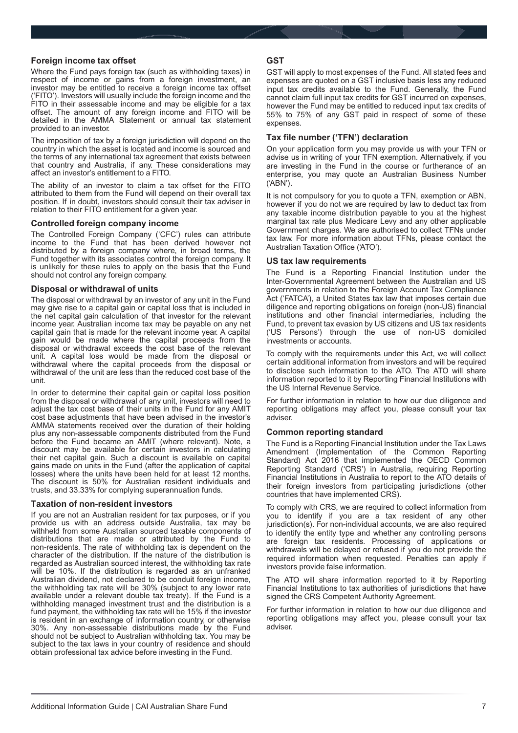### Foreign income tax offset

Where the Fund pays foreign tax (such as withholding taxes) in respect of income or gains from a foreign investment, an investor may be entitled to receive a foreign income tax offset ('FITO'). Investors will usually include the foreign income and the FITO in their assessable income and may be eligible for a tax offset. The amount of any foreign income and FITO will be detailed in the AMMA Statement or annual tax statement provided to an investor.

The imposition of tax by a foreign jurisdiction will depend on the country in which the asset is located and income is sourced and the terms of any international tax agreement that exists between that country and Australia, if any. These considerations may affect an investor's entitlement to a FITO.

The ability of an investor to claim a tax offset for the FITO attributed to them from the Fund will depend on their overall tax position. If in doubt, investors should consult their tax adviser in relation to their FITO entitlement for a given year.

### Controlled foreign company income

The Controlled Foreign Company ('CFC') rules can attribute income to the Fund that has been derived however not distributed by a foreign company where, in broad terms, the Fund together with its associates control the foreign company. It is unlikely for these rules to apply on the basis that the Fund should not control any foreign company.

### Disposal or withdrawal of units

The disposal or withdrawal by an investor of any unit in the Fund may give rise to a capital gain or capital loss that is included in the net capital gain calculation of that investor for the relevant income year. Australian income tax may be payable on any net capital gain that is made for the relevant income year. A capital gain would be made where the capital proceeds from the disposal or withdrawal exceeds the cost base of the relevant unit. A capital loss would be made from the disposal or withdrawal where the capital proceeds from the disposal or withdrawal of the unit are less than the reduced cost base of the unit.

In order to determine their capital gain or capital loss position from the disposal or withdrawal of any unit, investors will need to adjust the tax cost base of their units in the Fund for any AMIT cost base adjustments that have been advised in the investor's AMMA statements received over the duration of their holding plus any non-assessable components distributed from the Fund before the Fund became an AMIT (where relevant). Note, a discount may be available for certain investors in calculating their net capital gain. Such a discount is available on capital gains made on units in the Fund (after the application of capital losses) where the units have been held for at least 12 months. The discount is 50% for Australian resident individuals and trusts, and 33.33% for complying superannuation funds.

### Taxation of non-resident investors

If you are not an Australian resident for tax purposes, or if you provide us with an address outside Australia, tax may be withheld from some Australian sourced taxable components of distributions that are made or attributed by the Fund to non-residents. The rate of withholding tax is dependent on the character of the distribution. If the nature of the distribution is regarded as Australian sourced interest, the withholding tax rate will be 10%. If the distribution is regarded as an unfranked Australian dividend, not declared to be conduit foreign income, the withholding tax rate will be 30% (subject to any lower rate available under a relevant double tax treaty). If the Fund is a withholding managed investment trust and the distribution is a fund payment, the withholding tax rate will be 15% if the investor is resident in an exchange of information country, or otherwise 30%. Any non-assessable distributions made by the Fund should not be subject to Australian withholding tax. You may be subject to the tax laws in your country of residence and should obtain professional tax advice before investing in the Fund.

### GST

GST will apply to most expenses of the Fund. All stated fees and expenses are quoted on a GST inclusive basis less any reduced input tax credits available to the Fund. Generally, the Fund cannot claim full input tax credits for GST incurred on expenses, however the Fund may be entitled to reduced input tax credits of 55% to 75% of any GST paid in respect of some of these expenses.

### Tax file number ('TFN') declaration

On your application form you may provide us with your TFN or advise us in writing of your TFN exemption. Alternatively, if you are investing in the Fund in the course or furtherance of an enterprise, you may quote an Australian Business Number ('ABN').

It is not compulsory for you to quote a TFN, exemption or ABN, however if you do not we are required by law to deduct tax from any taxable income distribution payable to you at the highest marginal tax rate plus Medicare Levy and any other applicable Government charges. We are authorised to collect TFNs under tax law. For more information about TFNs, please contact the Australian Taxation Office ('ATO').

### US tax law requirements

The Fund is a Reporting Financial Institution under the Inter-Governmental Agreement between the Australian and US governments in relation to the Foreign Account Tax Compliance Act ('FATCA'), a United States tax law that imposes certain due diligence and reporting obligations on foreign (non-US) financial institutions and other financial intermediaries, including the Fund, to prevent tax evasion by US citizens and US tax residents ('US Persons') through the use of non-US domiciled investments or accounts.

To comply with the requirements under this Act, we will collect certain additional information from investors and will be required to disclose such information to the ATO. The ATO will share information reported to it by Reporting Financial Institutions with the US Internal Revenue Service.

For further information in relation to how our due diligence and reporting obligations may affect you, please consult your tax adviser.

### Common reporting standard

The Fund is a Reporting Financial Institution under the Tax Laws Amendment (Implementation of the Common Reporting Standard) Act 2016 that implemented the OECD Common Reporting Standard ('CRS') in Australia, requiring Reporting Financial Institutions in Australia to report to the ATO details of their foreign investors from participating jurisdictions (other countries that have implemented CRS).

To comply with CRS, we are required to collect information from you to identify if you are a tax resident of any other jurisdiction(s). For non-individual accounts, we are also required to identify the entity type and whether any controlling persons are foreign tax residents. Processing of applications or withdrawals will be delayed or refused if you do not provide the required information when requested. Penalties can apply if investors provide false information.

The ATO will share information reported to it by Reporting Financial Institutions to tax authorities of jurisdictions that have signed the CRS Competent Authority Agreement.

For further information in relation to how our due diligence and reporting obligations may affect you, please consult your tax adviser.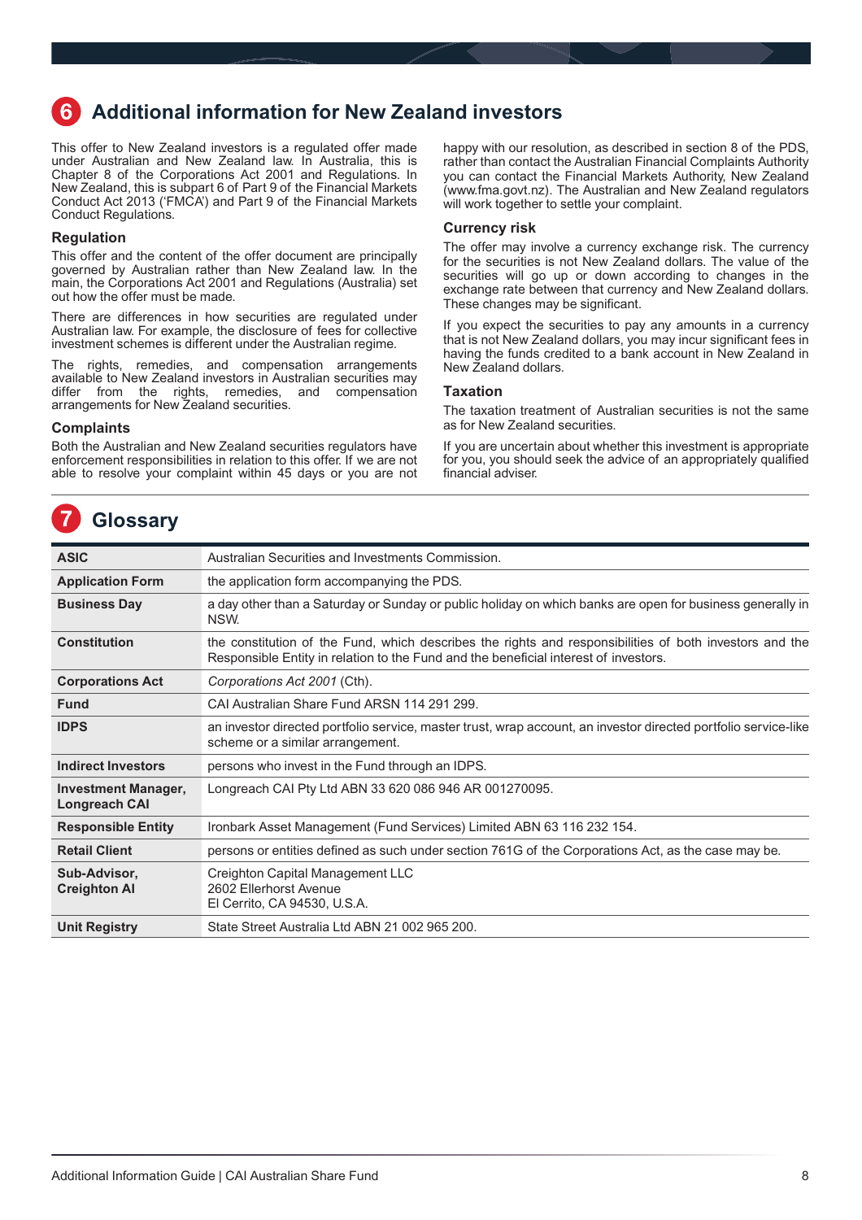## 6 Additional information for New Zealand investors

This offer to New Zealand investors is a regulated offer made under Australian and New Zealand law. In Australia, this is Chapter 8 of the Corporations Act 2001 and Regulations. In New Zealand, this is subpart 6 of Part 9 of the Financial Markets Conduct Act 2013 ('FMCA') and Part 9 of the Financial Markets Conduct Regulations.

### Regulation

This offer and the content of the offer document are principally governed by Australian rather than New Zealand law. In the main, the Corporations Act 2001 and Regulations (Australia) set out how the offer must be made.

There are differences in how securities are regulated under Australian law. For example, the disclosure of fees for collective investment schemes is different under the Australian regime.

The rights, remedies, and compensation arrangements available to New Zealand investors in Australian securities may differ from the rights, remedies, and compensation arrangements for New Zealand securities.

### Complaints

Both the Australian and New Zealand securities regulators have enforcement responsibilities in relation to this offer. If we are not able to resolve your complaint within 45 days or you are not happy with our resolution, as described in section 8 of the PDS, rather than contact the Australian Financial Complaints Authority you can contact the Financial Markets Authority, New Zealand (www.fma.govt.nz). The Australian and New Zealand regulators will work together to settle your complaint.

### Currency risk

The offer may involve a currency exchange risk. The currency for the securities is not New Zealand dollars. The value of the securities will go up or down according to changes in the exchange rate between that currency and New Zealand dollars. These changes may be significant.

If you expect the securities to pay any amounts in a currency that is not New Zealand dollars, you may incur significant fees in having the funds credited to a bank account in New Zealand in New Zealand dollars.

### Taxation

The taxation treatment of Australian securities is not the same as for New Zealand securities.

If you are uncertain about whether this investment is appropriate for you, you should seek the advice of an appropriately qualified financial adviser.

## 7 Glossary

| | |
|---|---|
| **ASIC** | Australian Securities and Investments Commission. |
| **Application Form** | the application form accompanying the PDS. |
| **Business Day** | a day other than a Saturday or Sunday or public holiday on which banks are open for business generally in NSW. |
| **Constitution** | the constitution of the Fund, which describes the rights and responsibilities of both investors and the Responsible Entity in relation to the Fund and the beneficial interest of investors. |
| **Corporations Act** | *Corporations Act 2001* (Cth). |
| **Fund** | CAI Australian Share Fund ARSN 114 291 299. |
| **IDPS** | an investor directed portfolio service, master trust, wrap account, an investor directed portfolio service-like scheme or a similar arrangement. |
| **Indirect Investors** | persons who invest in the Fund through an IDPS. |
| **Investment Manager, Longreach CAI** | Longreach CAI Pty Ltd ABN 33 620 086 946 AR 001270095. |
| **Responsible Entity** | Ironbark Asset Management (Fund Services) Limited ABN 63 116 232 154. |
| **Retail Client** | persons or entities defined as such under section 761G of the Corporations Act, as the case may be. |
| **Sub-Advisor, Creighton AI** | Creighton Capital Management LLC<br>2602 Ellerhorst Avenue<br>El Cerrito, CA 94530, U.S.A. |
| **Unit Registry** | State Street Australia Ltd ABN 21 002 965 200. |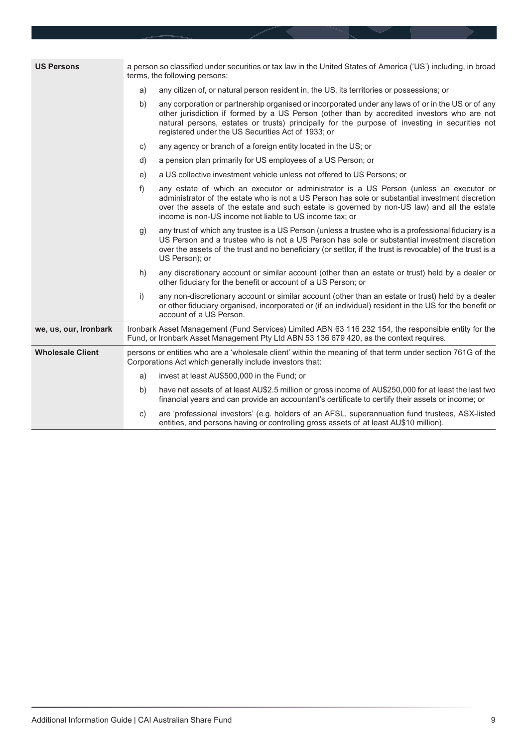| | |
|---|---|
| **US Persons** | a person so classified under securities or tax law in the United States of America ('US') including, in broad terms, the following persons:<br>a) any citizen of, or natural person resident in, the US, its territories or possessions; or<br>b) any corporation or partnership organised or incorporated under any laws of or in the US or of any other jurisdiction if formed by a US Person (other than by accredited investors who are not natural persons, estates or trusts) principally for the purpose of investing in securities not registered under the US Securities Act of 1933; or<br>c) any agency or branch of a foreign entity located in the US; or<br>d) a pension plan primarily for US employees of a US Person; or<br>e) a US collective investment vehicle unless not offered to US Persons; or<br>f) any estate of which an executor or administrator is a US Person (unless an executor or administrator of the estate who is not a US Person has sole or substantial investment discretion over the assets of the estate and such estate is governed by non-US law) and all the estate income is non-US income not liable to US income tax; or<br>g) any trust of which any trustee is a US Person (unless a trustee who is a professional fiduciary is a US Person and a trustee who is not a US Person has sole or substantial investment discretion over the assets of the trust and no beneficiary (or settlor, if the trust is revocable) of the trust is a US Person); or<br>h) any discretionary account or similar account (other than an estate or trust) held by a dealer or other fiduciary for the benefit or account of a US Person; or<br>i) any non-discretionary account or similar account (other than an estate or trust) held by a dealer or other fiduciary organised, incorporated or (if an individual) resident in the US for the benefit or account of a US Person. |
| **we, us, our, Ironbark** | Ironbark Asset Management (Fund Services) Limited ABN 63 116 232 154, the responsible entity for the Fund, or Ironbark Asset Management Pty Ltd ABN 53 136 679 420, as the context requires. |
| **Wholesale Client** | persons or entities who are a 'wholesale client' within the meaning of that term under section 761G of the Corporations Act which generally include investors that:<br>a) invest at least AU$500,000 in the Fund; or<br>b) have net assets of at least AU$2.5 million or gross income of AU$250,000 for at least the last two financial years and can provide an accountant's certificate to certify their assets or income; or<br>c) are 'professional investors' (e.g. holders of an AFSL, superannuation fund trustees, ASX-listed entities, and persons having or controlling gross assets of at least AU$10 million). |